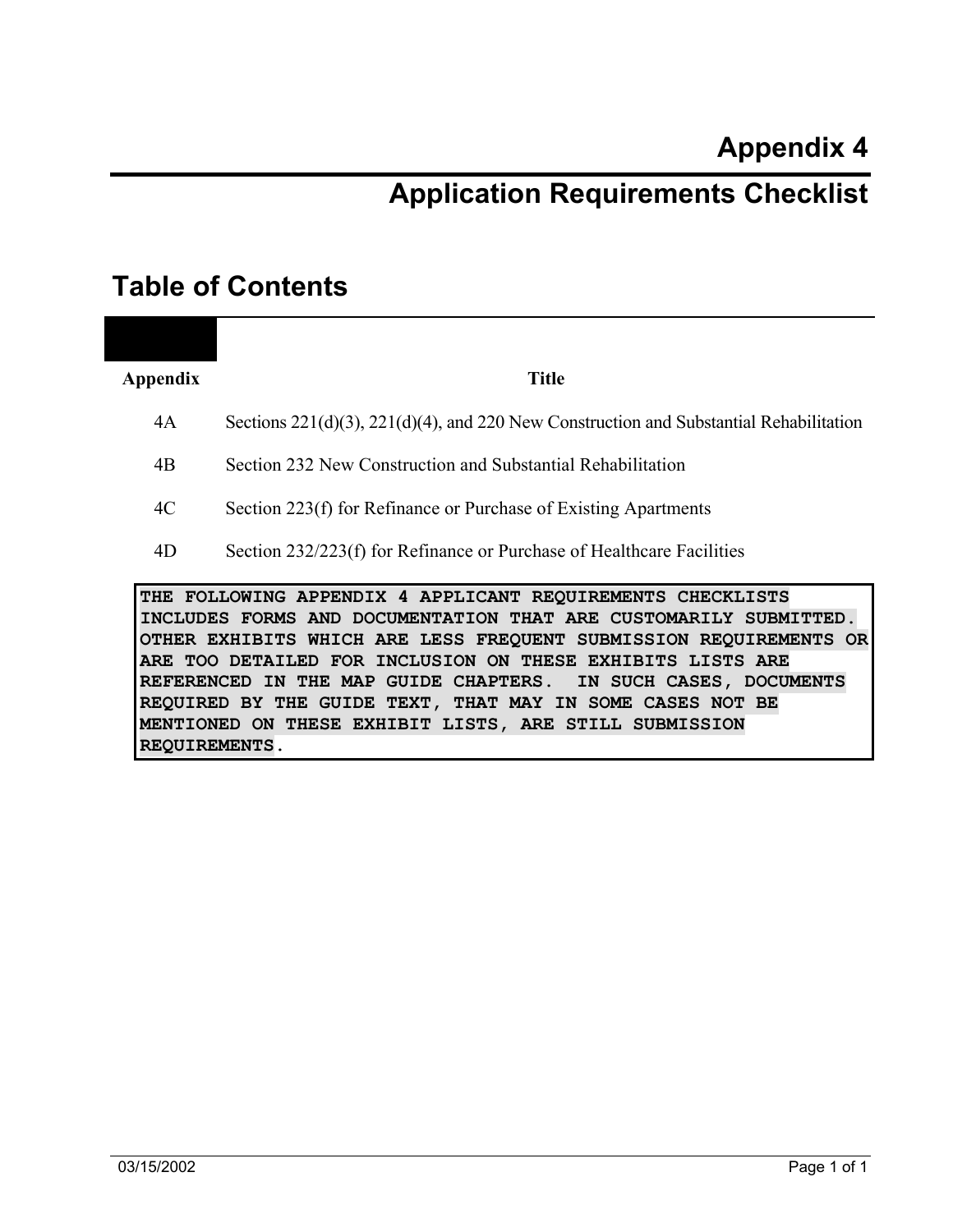# Appendix 4

# Application Requirements Checklist

## Table of Contents

| Appendix | Title |
|---|---|
| 4A | Sections 221(d)(3), 221(d)(4), and 220 New Construction and Substantial Rehabilitation |
| 4B | Section 232 New Construction and Substantial Rehabilitation |
| 4C | Section 223(f) for Refinance or Purchase of Existing Apartments |
| 4D | Section 232/223(f) for Refinance or Purchase of Healthcare Facilities |

**THE FOLLOWING APPENDIX 4 APPLICANT REQUIREMENTS CHECKLISTS INCLUDES FORMS AND DOCUMENTATION THAT ARE CUSTOMARILY SUBMITTED. OTHER EXHIBITS WHICH ARE LESS FREQUENT SUBMISSION REQUIREMENTS OR ARE TOO DETAILED FOR INCLUSION ON THESE EXHIBITS LISTS ARE REFERENCED IN THE MAP GUIDE CHAPTERS. IN SUCH CASES, DOCUMENTS REQUIRED BY THE GUIDE TEXT, THAT MAY IN SOME CASES NOT BE MENTIONED ON THESE EXHIBIT LISTS, ARE STILL SUBMISSION REQUIREMENTS.**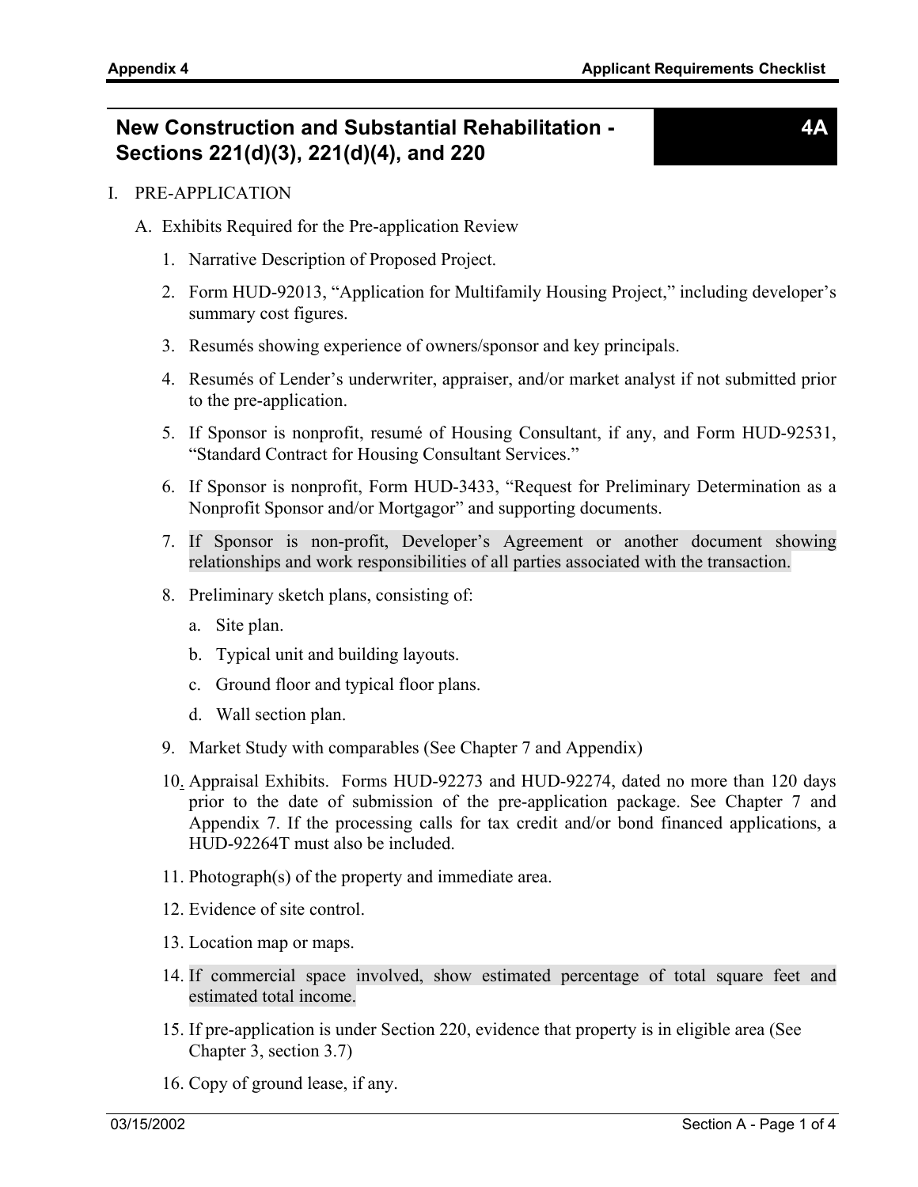# New Construction and Substantial Rehabilitation - Sections 221(d)(3), 221(d)(4), and 220

**4A**

I. PRE-APPLICATION

A. Exhibits Required for the Pre-application Review

1. Narrative Description of Proposed Project.
2. Form HUD-92013, "Application for Multifamily Housing Project," including developer's summary cost figures.
3. Resumés showing experience of owners/sponsor and key principals.
4. Resumés of Lender's underwriter, appraiser, and/or market analyst if not submitted prior to the pre-application.
5. If Sponsor is nonprofit, resumé of Housing Consultant, if any, and Form HUD-92531, "Standard Contract for Housing Consultant Services."
6. If Sponsor is nonprofit, Form HUD-3433, "Request for Preliminary Determination as a Nonprofit Sponsor and/or Mortgagor" and supporting documents.
7. If Sponsor is non-profit, Developer's Agreement or another document showing relationships and work responsibilities of all parties associated with the transaction.
8. Preliminary sketch plans, consisting of:
   a. Site plan.
   b. Typical unit and building layouts.
   c. Ground floor and typical floor plans.
   d. Wall section plan.
9. Market Study with comparables (See Chapter 7 and Appendix)
10. Appraisal Exhibits. Forms HUD-92273 and HUD-92274, dated no more than 120 days prior to the date of submission of the pre-application package. See Chapter 7 and Appendix 7. If the processing calls for tax credit and/or bond financed applications, a HUD-92264T must also be included.
11. Photograph(s) of the property and immediate area.
12. Evidence of site control.
13. Location map or maps.
14. If commercial space involved, show estimated percentage of total square feet and estimated total income.
15. If pre-application is under Section 220, evidence that property is in eligible area (See Chapter 3, section 3.7)
16. Copy of ground lease, if any.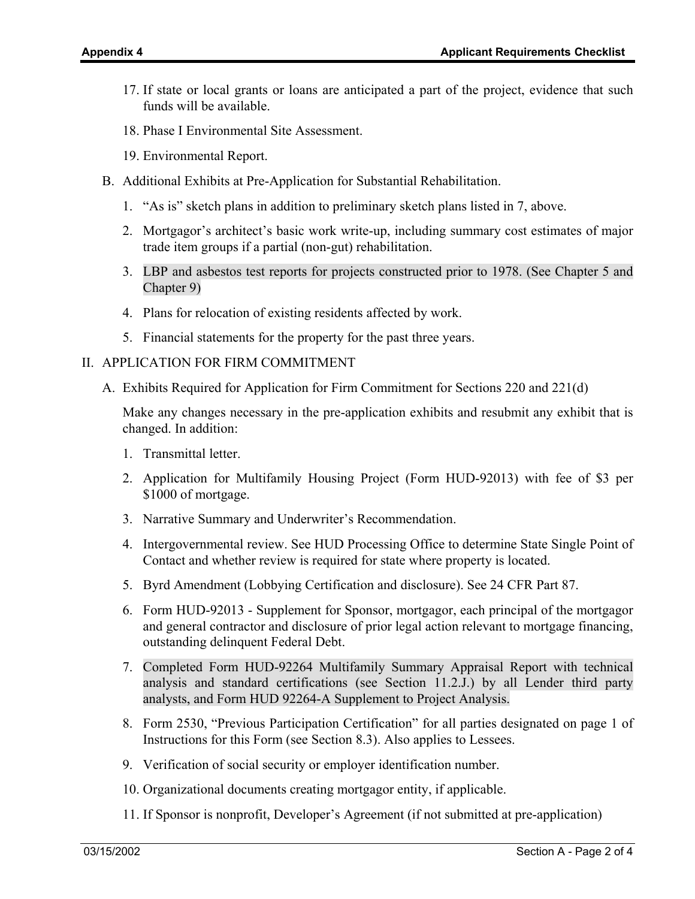17. If state or local grants or loans are anticipated a part of the project, evidence that such funds will be available.

18. Phase I Environmental Site Assessment.

19. Environmental Report.

B. Additional Exhibits at Pre-Application for Substantial Rehabilitation.

1. "As is" sketch plans in addition to preliminary sketch plans listed in 7, above.

2. Mortgagor's architect's basic work write-up, including summary cost estimates of major trade item groups if a partial (non-gut) rehabilitation.

3. LBP and asbestos test reports for projects constructed prior to 1978. (See Chapter 5 and Chapter 9)

4. Plans for relocation of existing residents affected by work.

5. Financial statements for the property for the past three years.

II. APPLICATION FOR FIRM COMMITMENT

A. Exhibits Required for Application for Firm Commitment for Sections 220 and 221(d)

Make any changes necessary in the pre-application exhibits and resubmit any exhibit that is changed. In addition:

1. Transmittal letter.

2. Application for Multifamily Housing Project (Form HUD-92013) with fee of $3 per $1000 of mortgage.

3. Narrative Summary and Underwriter's Recommendation.

4. Intergovernmental review. See HUD Processing Office to determine State Single Point of Contact and whether review is required for state where property is located.

5. Byrd Amendment (Lobbying Certification and disclosure). See 24 CFR Part 87.

6. Form HUD-92013 - Supplement for Sponsor, mortgagor, each principal of the mortgagor and general contractor and disclosure of prior legal action relevant to mortgage financing, outstanding delinquent Federal Debt.

7. Completed Form HUD-92264 Multifamily Summary Appraisal Report with technical analysis and standard certifications (see Section 11.2.J.) by all Lender third party analysts, and Form HUD 92264-A Supplement to Project Analysis.

8. Form 2530, "Previous Participation Certification" for all parties designated on page 1 of Instructions for this Form (see Section 8.3). Also applies to Lessees.

9. Verification of social security or employer identification number.

10. Organizational documents creating mortgagor entity, if applicable.

11. If Sponsor is nonprofit, Developer's Agreement (if not submitted at pre-application)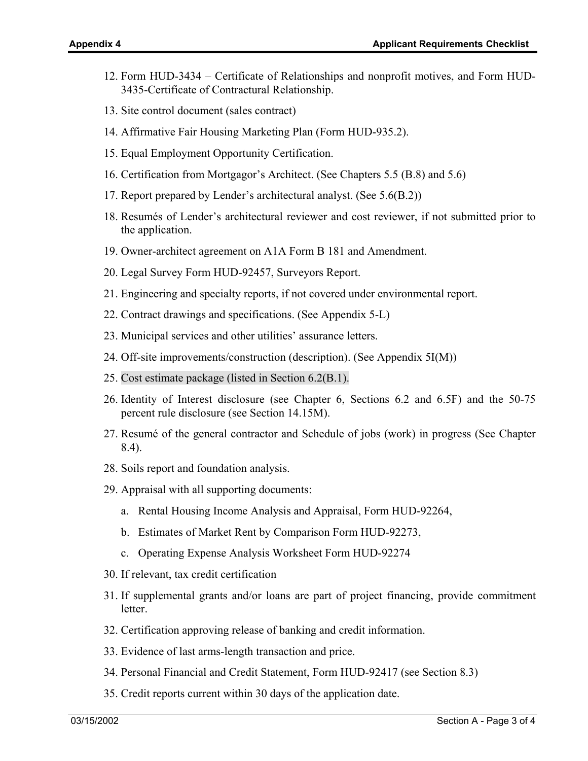12. Form HUD-3434 – Certificate of Relationships and nonprofit motives, and Form HUD-3435-Certificate of Contractural Relationship.

13. Site control document (sales contract)

14. Affirmative Fair Housing Marketing Plan (Form HUD-935.2).

15. Equal Employment Opportunity Certification.

16. Certification from Mortgagor's Architect. (See Chapters 5.5 (B.8) and 5.6)

17. Report prepared by Lender's architectural analyst. (See 5.6(B.2))

18. Resumés of Lender's architectural reviewer and cost reviewer, if not submitted prior to the application.

19. Owner-architect agreement on A1A Form B 181 and Amendment.

20. Legal Survey Form HUD-92457, Surveyors Report.

21. Engineering and specialty reports, if not covered under environmental report.

22. Contract drawings and specifications. (See Appendix 5-L)

23. Municipal services and other utilities' assurance letters.

24. Off-site improvements/construction (description). (See Appendix 5I(M))

25. Cost estimate package (listed in Section 6.2(B.1).

26. Identity of Interest disclosure (see Chapter 6, Sections 6.2 and 6.5F) and the 50-75 percent rule disclosure (see Section 14.15M).

27. Resumé of the general contractor and Schedule of jobs (work) in progress (See Chapter 8.4).

28. Soils report and foundation analysis.

29. Appraisal with all supporting documents:

    a. Rental Housing Income Analysis and Appraisal, Form HUD-92264,

    b. Estimates of Market Rent by Comparison Form HUD-92273,

    c. Operating Expense Analysis Worksheet Form HUD-92274

30. If relevant, tax credit certification

31. If supplemental grants and/or loans are part of project financing, provide commitment letter.

32. Certification approving release of banking and credit information.

33. Evidence of last arms-length transaction and price.

34. Personal Financial and Credit Statement, Form HUD-92417 (see Section 8.3)

35. Credit reports current within 30 days of the application date.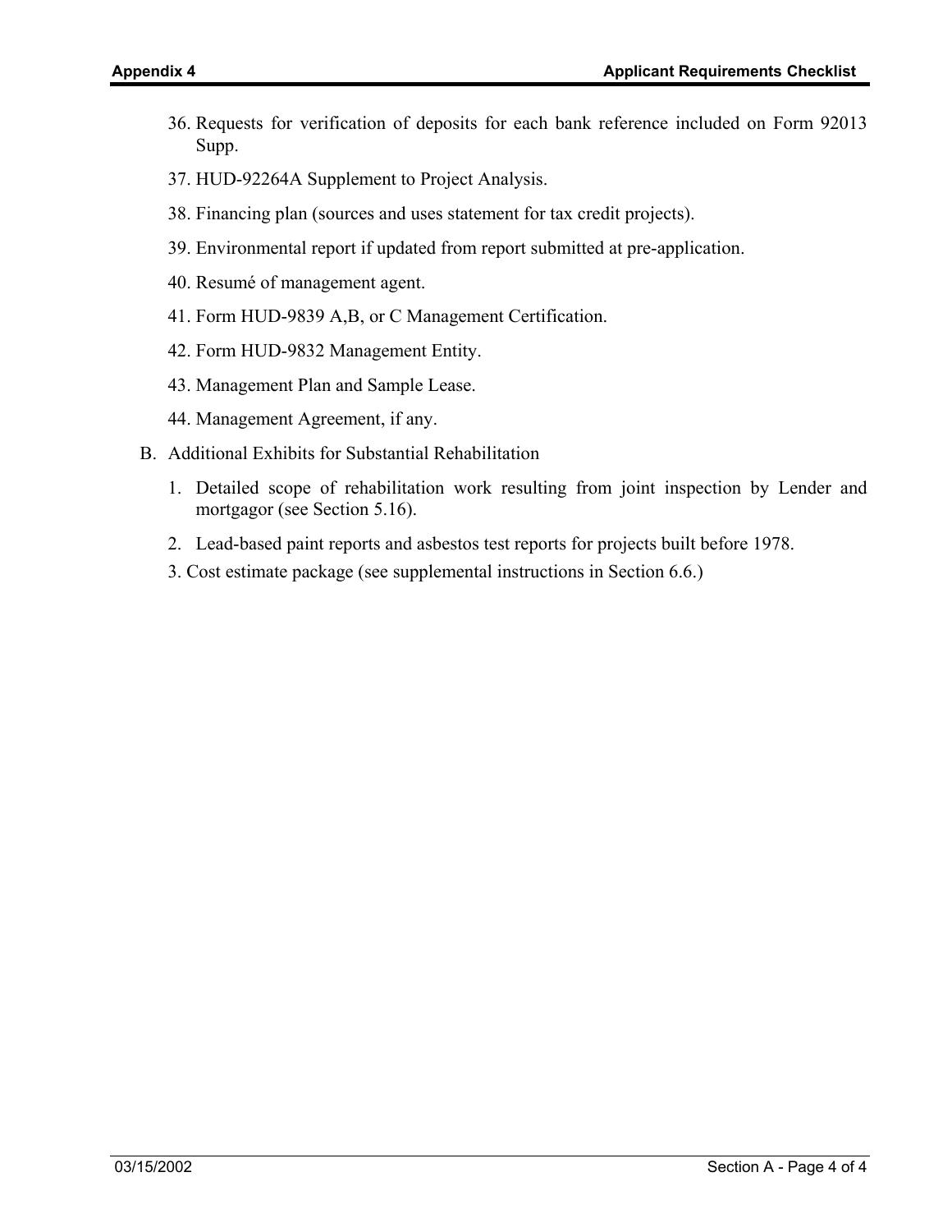36. Requests for verification of deposits for each bank reference included on Form 92013 Supp.
37. HUD-92264A Supplement to Project Analysis.
38. Financing plan (sources and uses statement for tax credit projects).
39. Environmental report if updated from report submitted at pre-application.
40. Resumé of management agent.
41. Form HUD-9839 A,B, or C Management Certification.
42. Form HUD-9832 Management Entity.
43. Management Plan and Sample Lease.
44. Management Agreement, if any.

B. Additional Exhibits for Substantial Rehabilitation

1. Detailed scope of rehabilitation work resulting from joint inspection by Lender and mortgagor (see Section 5.16).
2. Lead-based paint reports and asbestos test reports for projects built before 1978.
3. Cost estimate package (see supplemental instructions in Section 6.6.)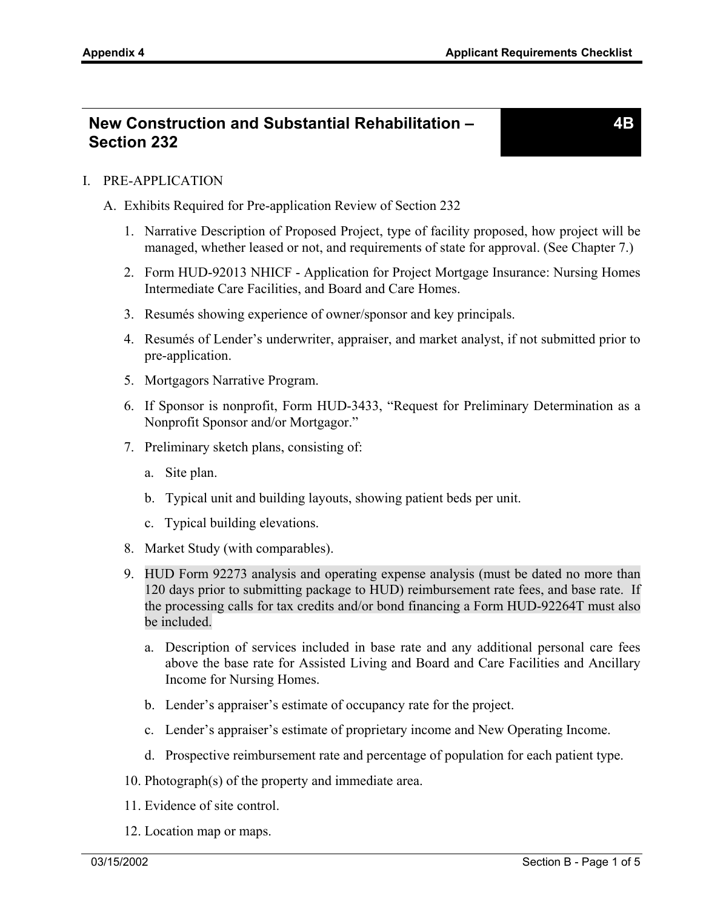# New Construction and Substantial Rehabilitation – Section 232

**4B**

I. PRE-APPLICATION

A. Exhibits Required for Pre-application Review of Section 232

1. Narrative Description of Proposed Project, type of facility proposed, how project will be managed, whether leased or not, and requirements of state for approval. (See Chapter 7.)

2. Form HUD-92013 NHICF - Application for Project Mortgage Insurance: Nursing Homes Intermediate Care Facilities, and Board and Care Homes.

3. Resumés showing experience of owner/sponsor and key principals.

4. Resumés of Lender's underwriter, appraiser, and market analyst, if not submitted prior to pre-application.

5. Mortgagors Narrative Program.

6. If Sponsor is nonprofit, Form HUD-3433, "Request for Preliminary Determination as a Nonprofit Sponsor and/or Mortgagor."

7. Preliminary sketch plans, consisting of:

   a. Site plan.

   b. Typical unit and building layouts, showing patient beds per unit.

   c. Typical building elevations.

8. Market Study (with comparables).

9. HUD Form 92273 analysis and operating expense analysis (must be dated no more than 120 days prior to submitting package to HUD) reimbursement rate fees, and base rate. If the processing calls for tax credits and/or bond financing a Form HUD-92264T must also be included.

   a. Description of services included in base rate and any additional personal care fees above the base rate for Assisted Living and Board and Care Facilities and Ancillary Income for Nursing Homes.

   b. Lender's appraiser's estimate of occupancy rate for the project.

   c. Lender's appraiser's estimate of proprietary income and New Operating Income.

   d. Prospective reimbursement rate and percentage of population for each patient type.

10. Photograph(s) of the property and immediate area.

11. Evidence of site control.

12. Location map or maps.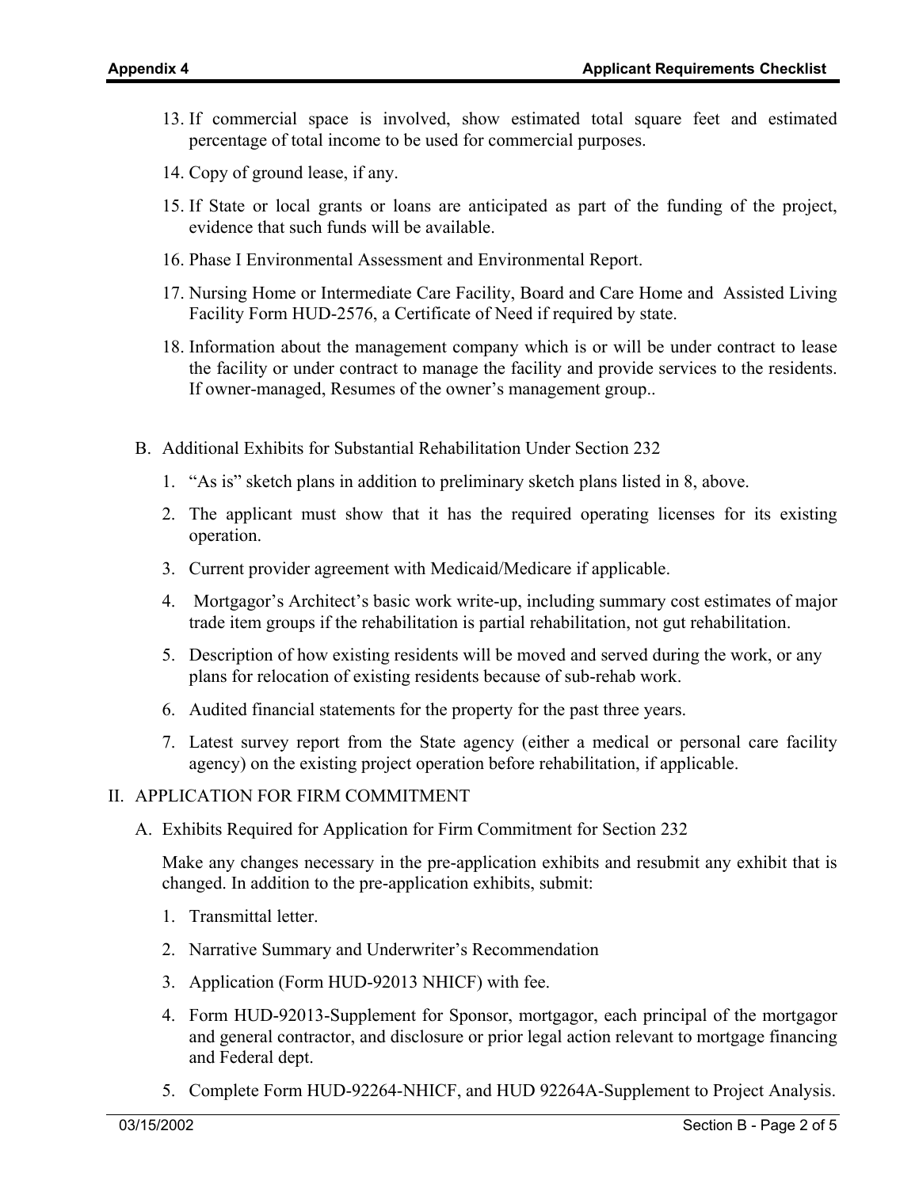13. If commercial space is involved, show estimated total square feet and estimated percentage of total income to be used for commercial purposes.

14. Copy of ground lease, if any.

15. If State or local grants or loans are anticipated as part of the funding of the project, evidence that such funds will be available.

16. Phase I Environmental Assessment and Environmental Report.

17. Nursing Home or Intermediate Care Facility, Board and Care Home and Assisted Living Facility Form HUD-2576, a Certificate of Need if required by state.

18. Information about the management company which is or will be under contract to lease the facility or under contract to manage the facility and provide services to the residents. If owner-managed, Resumes of the owner's management group..

B. Additional Exhibits for Substantial Rehabilitation Under Section 232

1. "As is" sketch plans in addition to preliminary sketch plans listed in 8, above.

2. The applicant must show that it has the required operating licenses for its existing operation.

3. Current provider agreement with Medicaid/Medicare if applicable.

4. Mortgagor's Architect's basic work write-up, including summary cost estimates of major trade item groups if the rehabilitation is partial rehabilitation, not gut rehabilitation.

5. Description of how existing residents will be moved and served during the work, or any plans for relocation of existing residents because of sub-rehab work.

6. Audited financial statements for the property for the past three years.

7. Latest survey report from the State agency (either a medical or personal care facility agency) on the existing project operation before rehabilitation, if applicable.

II. APPLICATION FOR FIRM COMMITMENT

A. Exhibits Required for Application for Firm Commitment for Section 232

Make any changes necessary in the pre-application exhibits and resubmit any exhibit that is changed. In addition to the pre-application exhibits, submit:

1. Transmittal letter.

2. Narrative Summary and Underwriter's Recommendation

3. Application (Form HUD-92013 NHICF) with fee.

4. Form HUD-92013-Supplement for Sponsor, mortgagor, each principal of the mortgagor and general contractor, and disclosure or prior legal action relevant to mortgage financing and Federal dept.

5. Complete Form HUD-92264-NHICF, and HUD 92264A-Supplement to Project Analysis.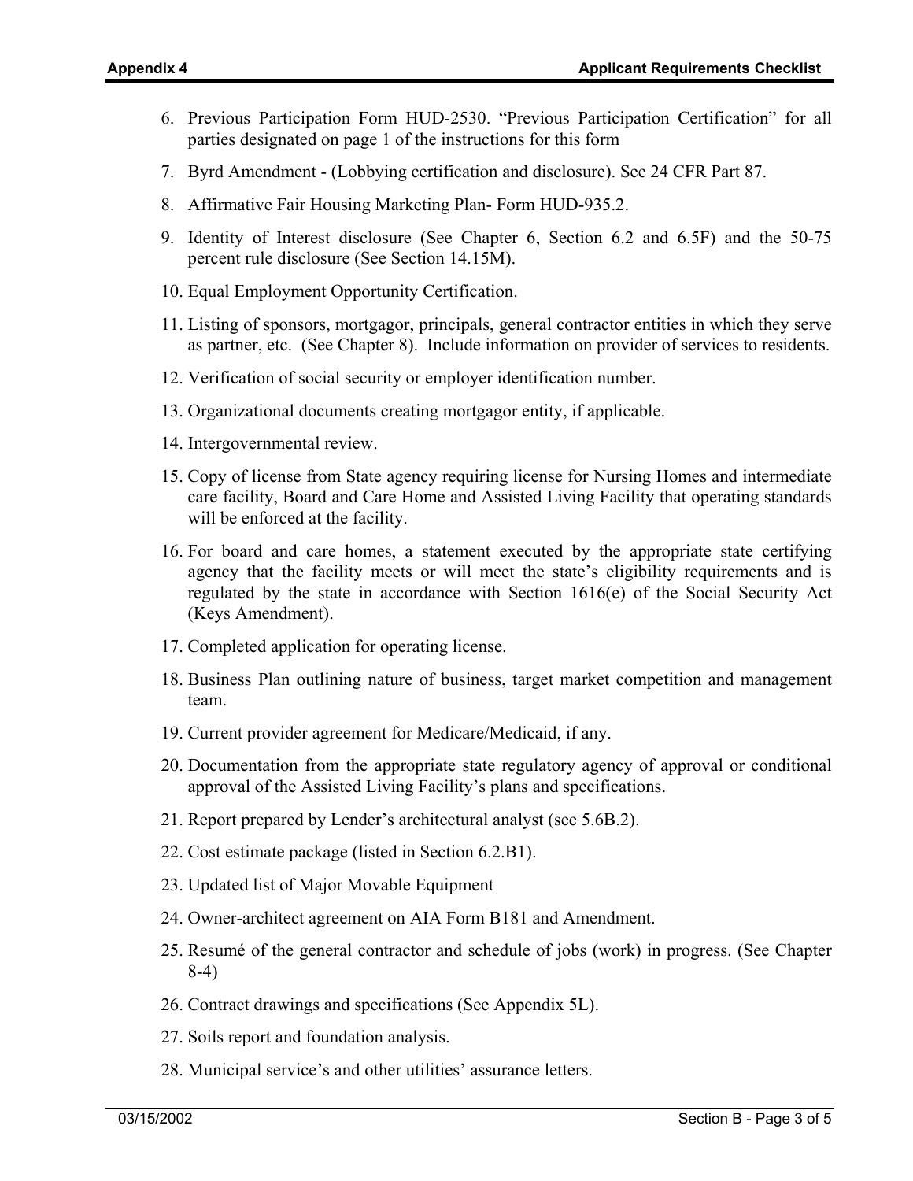6. Previous Participation Form HUD-2530. "Previous Participation Certification" for all parties designated on page 1 of the instructions for this form
7. Byrd Amendment - (Lobbying certification and disclosure). See 24 CFR Part 87.
8. Affirmative Fair Housing Marketing Plan- Form HUD-935.2.
9. Identity of Interest disclosure (See Chapter 6, Section 6.2 and 6.5F) and the 50-75 percent rule disclosure (See Section 14.15M).
10. Equal Employment Opportunity Certification.
11. Listing of sponsors, mortgagor, principals, general contractor entities in which they serve as partner, etc. (See Chapter 8). Include information on provider of services to residents.
12. Verification of social security or employer identification number.
13. Organizational documents creating mortgagor entity, if applicable.
14. Intergovernmental review.
15. Copy of license from State agency requiring license for Nursing Homes and intermediate care facility, Board and Care Home and Assisted Living Facility that operating standards will be enforced at the facility.
16. For board and care homes, a statement executed by the appropriate state certifying agency that the facility meets or will meet the state's eligibility requirements and is regulated by the state in accordance with Section 1616(e) of the Social Security Act (Keys Amendment).
17. Completed application for operating license.
18. Business Plan outlining nature of business, target market competition and management team.
19. Current provider agreement for Medicare/Medicaid, if any.
20. Documentation from the appropriate state regulatory agency of approval or conditional approval of the Assisted Living Facility's plans and specifications.
21. Report prepared by Lender's architectural analyst (see 5.6B.2).
22. Cost estimate package (listed in Section 6.2.B1).
23. Updated list of Major Movable Equipment
24. Owner-architect agreement on AIA Form B181 and Amendment.
25. Resumé of the general contractor and schedule of jobs (work) in progress. (See Chapter 8-4)
26. Contract drawings and specifications (See Appendix 5L).
27. Soils report and foundation analysis.
28. Municipal service's and other utilities' assurance letters.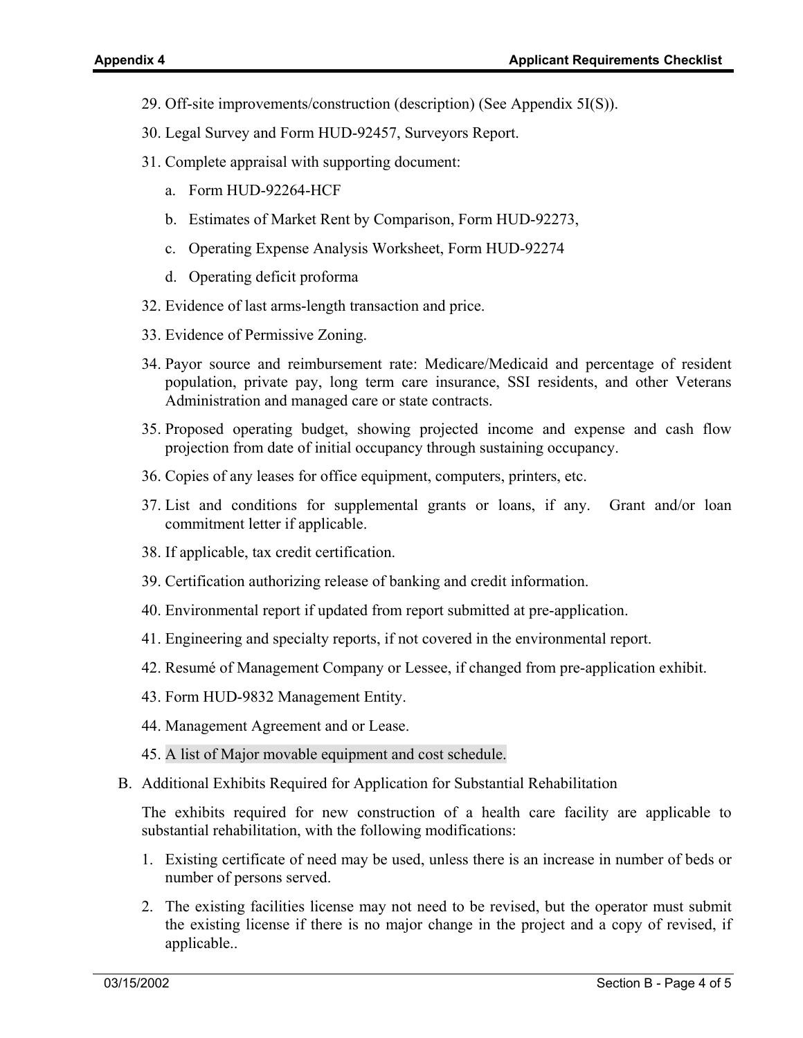29. Off-site improvements/construction (description) (See Appendix 5I(S)).

30. Legal Survey and Form HUD-92457, Surveyors Report.

31. Complete appraisal with supporting document:

    a. Form HUD-92264-HCF

    b. Estimates of Market Rent by Comparison, Form HUD-92273,

    c. Operating Expense Analysis Worksheet, Form HUD-92274

    d. Operating deficit proforma

32. Evidence of last arms-length transaction and price.

33. Evidence of Permissive Zoning.

34. Payor source and reimbursement rate: Medicare/Medicaid and percentage of resident population, private pay, long term care insurance, SSI residents, and other Veterans Administration and managed care or state contracts.

35. Proposed operating budget, showing projected income and expense and cash flow projection from date of initial occupancy through sustaining occupancy.

36. Copies of any leases for office equipment, computers, printers, etc.

37. List and conditions for supplemental grants or loans, if any. Grant and/or loan commitment letter if applicable.

38. If applicable, tax credit certification.

39. Certification authorizing release of banking and credit information.

40. Environmental report if updated from report submitted at pre-application.

41. Engineering and specialty reports, if not covered in the environmental report.

42. Resumé of Management Company or Lessee, if changed from pre-application exhibit.

43. Form HUD-9832 Management Entity.

44. Management Agreement and or Lease.

45. A list of Major movable equipment and cost schedule.

B. Additional Exhibits Required for Application for Substantial Rehabilitation

   The exhibits required for new construction of a health care facility are applicable to substantial rehabilitation, with the following modifications:

   1. Existing certificate of need may be used, unless there is an increase in number of beds or number of persons served.

   2. The existing facilities license may not need to be revised, but the operator must submit the existing license if there is no major change in the project and a copy of revised, if applicable..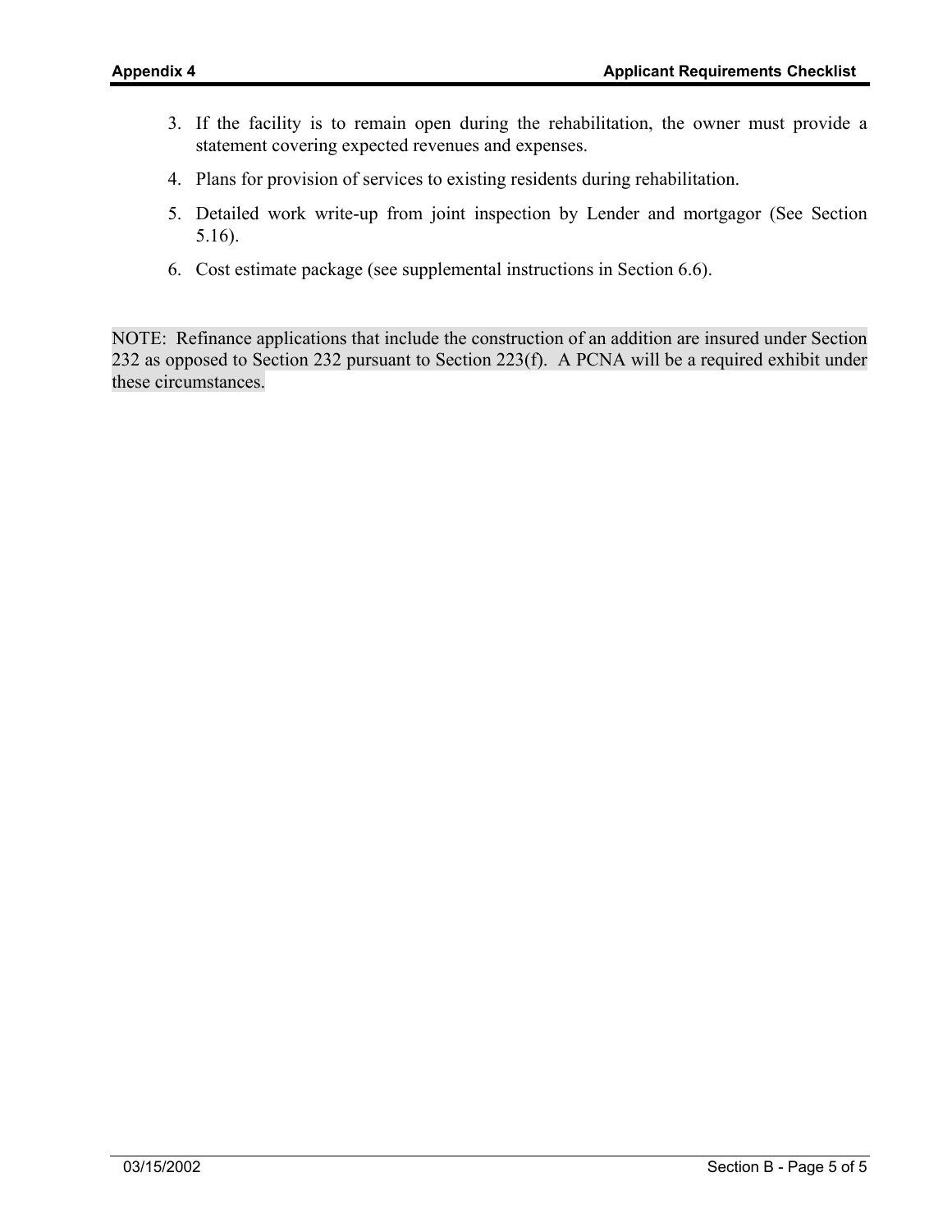3. If the facility is to remain open during the rehabilitation, the owner must provide a statement covering expected revenues and expenses.
4. Plans for provision of services to existing residents during rehabilitation.
5. Detailed work write-up from joint inspection by Lender and mortgagor (See Section 5.16).
6. Cost estimate package (see supplemental instructions in Section 6.6).

NOTE: Refinance applications that include the construction of an addition are insured under Section 232 as opposed to Section 232 pursuant to Section 223(f). A PCNA will be a required exhibit under these circumstances.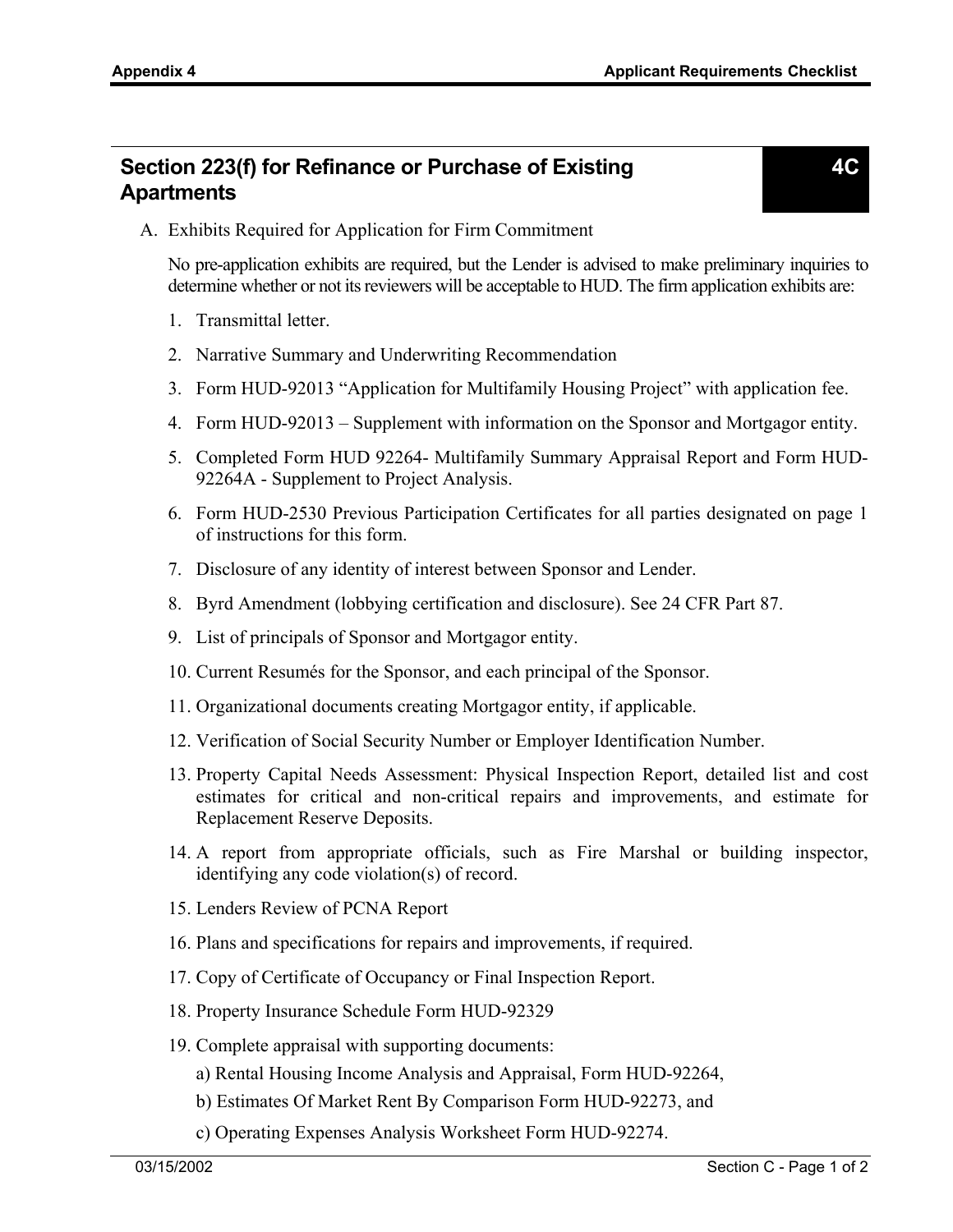## Section 223(f) for Refinance or Purchase of Existing Apartments

**4C**

A. Exhibits Required for Application for Firm Commitment

No pre-application exhibits are required, but the Lender is advised to make preliminary inquiries to determine whether or not its reviewers will be acceptable to HUD. The firm application exhibits are:

1. Transmittal letter.
2. Narrative Summary and Underwriting Recommendation
3. Form HUD-92013 "Application for Multifamily Housing Project" with application fee.
4. Form HUD-92013 – Supplement with information on the Sponsor and Mortgagor entity.
5. Completed Form HUD 92264- Multifamily Summary Appraisal Report and Form HUD-92264A - Supplement to Project Analysis.
6. Form HUD-2530 Previous Participation Certificates for all parties designated on page 1 of instructions for this form.
7. Disclosure of any identity of interest between Sponsor and Lender.
8. Byrd Amendment (lobbying certification and disclosure). See 24 CFR Part 87.
9. List of principals of Sponsor and Mortgagor entity.
10. Current Resumés for the Sponsor, and each principal of the Sponsor.
11. Organizational documents creating Mortgagor entity, if applicable.
12. Verification of Social Security Number or Employer Identification Number.
13. Property Capital Needs Assessment: Physical Inspection Report, detailed list and cost estimates for critical and non-critical repairs and improvements, and estimate for Replacement Reserve Deposits.
14. A report from appropriate officials, such as Fire Marshal or building inspector, identifying any code violation(s) of record.
15. Lenders Review of PCNA Report
16. Plans and specifications for repairs and improvements, if required.
17. Copy of Certificate of Occupancy or Final Inspection Report.
18. Property Insurance Schedule Form HUD-92329
19. Complete appraisal with supporting documents:
    a) Rental Housing Income Analysis and Appraisal, Form HUD-92264,
    b) Estimates Of Market Rent By Comparison Form HUD-92273, and
    c) Operating Expenses Analysis Worksheet Form HUD-92274.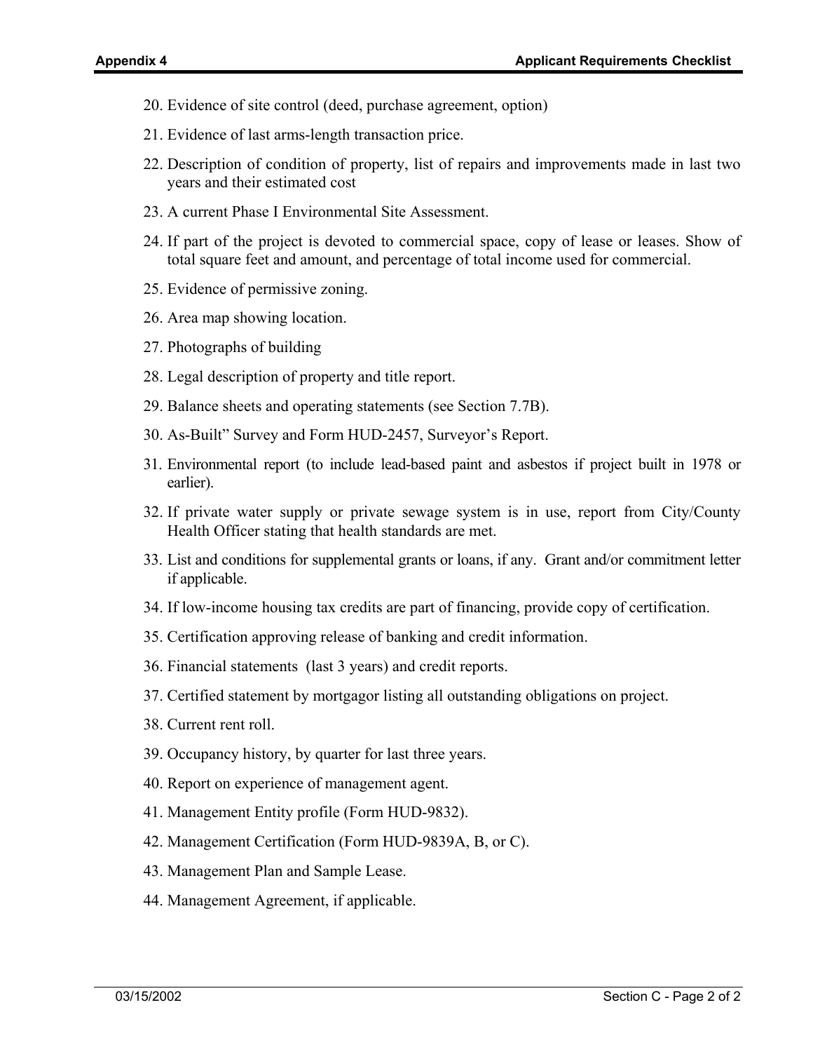20. Evidence of site control (deed, purchase agreement, option)
21. Evidence of last arms-length transaction price.
22. Description of condition of property, list of repairs and improvements made in last two years and their estimated cost
23. A current Phase I Environmental Site Assessment.
24. If part of the project is devoted to commercial space, copy of lease or leases. Show of total square feet and amount, and percentage of total income used for commercial.
25. Evidence of permissive zoning.
26. Area map showing location.
27. Photographs of building
28. Legal description of property and title report.
29. Balance sheets and operating statements (see Section 7.7B).
30. As-Built" Survey and Form HUD-2457, Surveyor's Report.
31. Environmental report (to include lead-based paint and asbestos if project built in 1978 or earlier).
32. If private water supply or private sewage system is in use, report from City/County Health Officer stating that health standards are met.
33. List and conditions for supplemental grants or loans, if any. Grant and/or commitment letter if applicable.
34. If low-income housing tax credits are part of financing, provide copy of certification.
35. Certification approving release of banking and credit information.
36. Financial statements (last 3 years) and credit reports.
37. Certified statement by mortgagor listing all outstanding obligations on project.
38. Current rent roll.
39. Occupancy history, by quarter for last three years.
40. Report on experience of management agent.
41. Management Entity profile (Form HUD-9832).
42. Management Certification (Form HUD-9839A, B, or C).
43. Management Plan and Sample Lease.
44. Management Agreement, if applicable.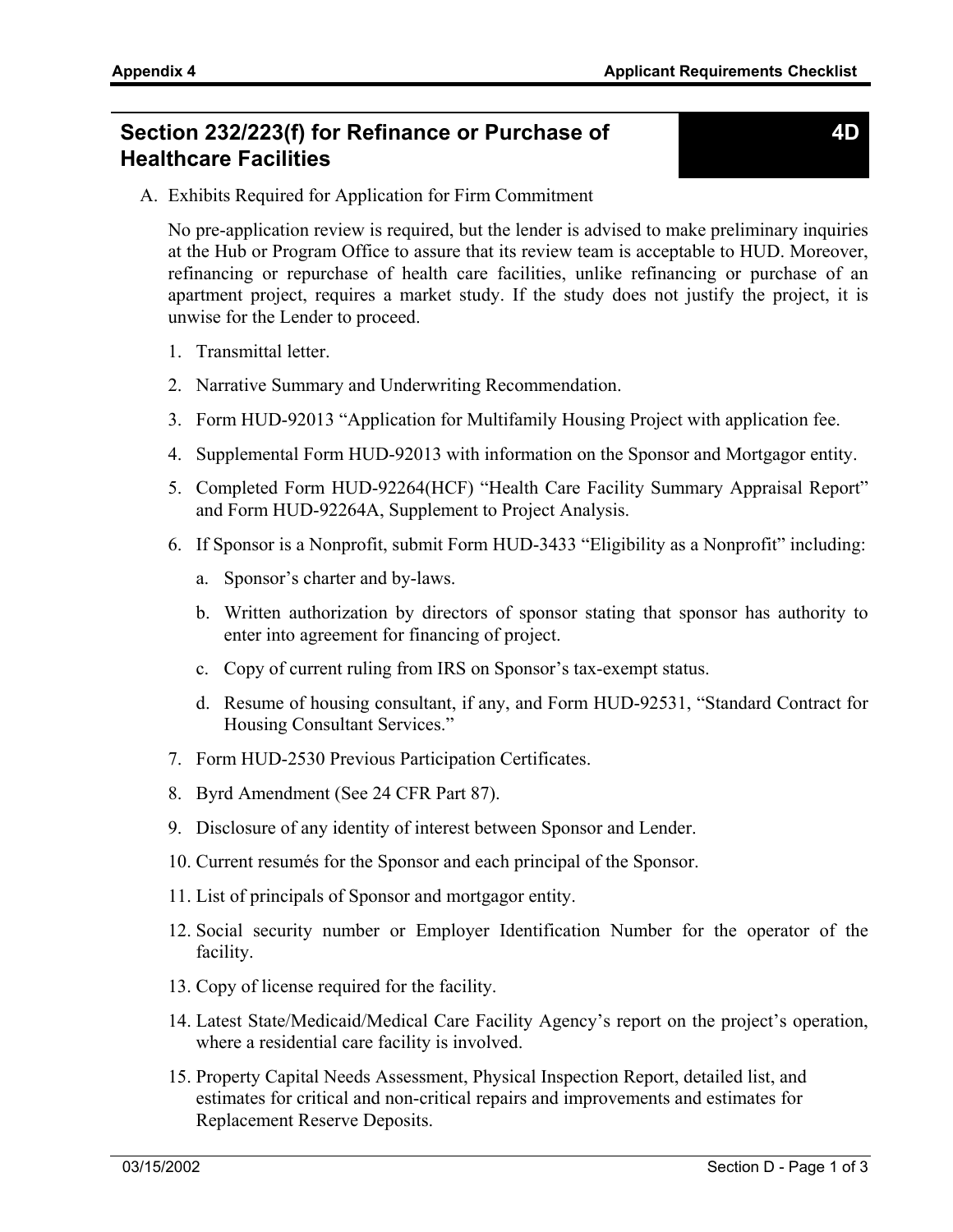## Section 232/223(f) for Refinance or Purchase of Healthcare Facilities

**4D**

A. Exhibits Required for Application for Firm Commitment

   No pre-application review is required, but the lender is advised to make preliminary inquiries at the Hub or Program Office to assure that its review team is acceptable to HUD. Moreover, refinancing or repurchase of health care facilities, unlike refinancing or purchase of an apartment project, requires a market study. If the study does not justify the project, it is unwise for the Lender to proceed.

   1. Transmittal letter.
   2. Narrative Summary and Underwriting Recommendation.
   3. Form HUD-92013 "Application for Multifamily Housing Project with application fee.
   4. Supplemental Form HUD-92013 with information on the Sponsor and Mortgagor entity.
   5. Completed Form HUD-92264(HCF) "Health Care Facility Summary Appraisal Report" and Form HUD-92264A, Supplement to Project Analysis.
   6. If Sponsor is a Nonprofit, submit Form HUD-3433 "Eligibility as a Nonprofit" including:
      a. Sponsor's charter and by-laws.
      b. Written authorization by directors of sponsor stating that sponsor has authority to enter into agreement for financing of project.
      c. Copy of current ruling from IRS on Sponsor's tax-exempt status.
      d. Resume of housing consultant, if any, and Form HUD-92531, "Standard Contract for Housing Consultant Services."
   7. Form HUD-2530 Previous Participation Certificates.
   8. Byrd Amendment (See 24 CFR Part 87).
   9. Disclosure of any identity of interest between Sponsor and Lender.
   10. Current resumés for the Sponsor and each principal of the Sponsor.
   11. List of principals of Sponsor and mortgagor entity.
   12. Social security number or Employer Identification Number for the operator of the facility.
   13. Copy of license required for the facility.
   14. Latest State/Medicaid/Medical Care Facility Agency's report on the project's operation, where a residential care facility is involved.
   15. Property Capital Needs Assessment, Physical Inspection Report, detailed list, and estimates for critical and non-critical repairs and improvements and estimates for Replacement Reserve Deposits.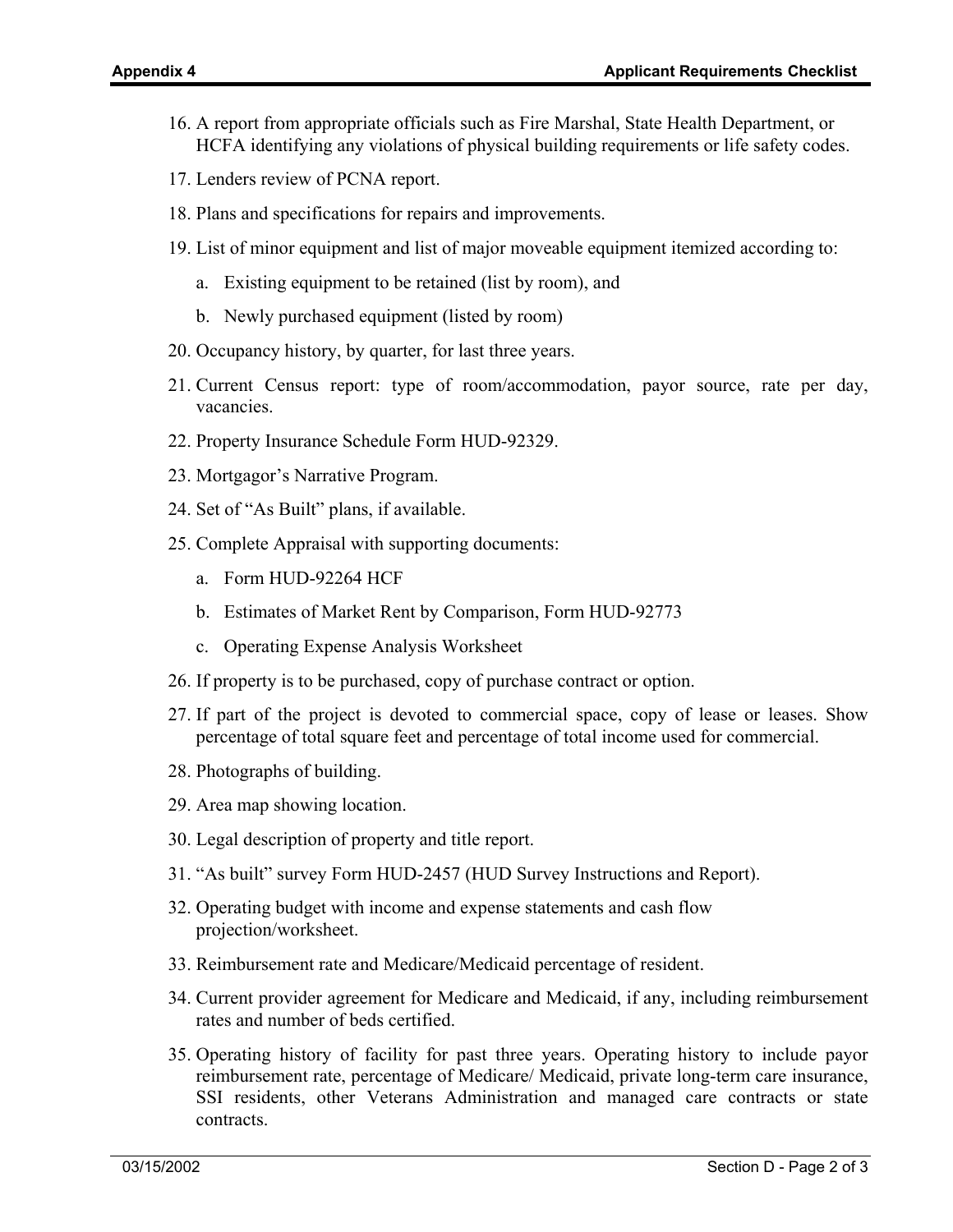16. A report from appropriate officials such as Fire Marshal, State Health Department, or HCFA identifying any violations of physical building requirements or life safety codes.

17. Lenders review of PCNA report.

18. Plans and specifications for repairs and improvements.

19. List of minor equipment and list of major moveable equipment itemized according to:

    a. Existing equipment to be retained (list by room), and

    b. Newly purchased equipment (listed by room)

20. Occupancy history, by quarter, for last three years.

21. Current Census report: type of room/accommodation, payor source, rate per day, vacancies.

22. Property Insurance Schedule Form HUD-92329.

23. Mortgagor's Narrative Program.

24. Set of "As Built" plans, if available.

25. Complete Appraisal with supporting documents:

    a. Form HUD-92264 HCF

    b. Estimates of Market Rent by Comparison, Form HUD-92773

    c. Operating Expense Analysis Worksheet

26. If property is to be purchased, copy of purchase contract or option.

27. If part of the project is devoted to commercial space, copy of lease or leases. Show percentage of total square feet and percentage of total income used for commercial.

28. Photographs of building.

29. Area map showing location.

30. Legal description of property and title report.

31. "As built" survey Form HUD-2457 (HUD Survey Instructions and Report).

32. Operating budget with income and expense statements and cash flow projection/worksheet.

33. Reimbursement rate and Medicare/Medicaid percentage of resident.

34. Current provider agreement for Medicare and Medicaid, if any, including reimbursement rates and number of beds certified.

35. Operating history of facility for past three years. Operating history to include payor reimbursement rate, percentage of Medicare/ Medicaid, private long-term care insurance, SSI residents, other Veterans Administration and managed care contracts or state contracts.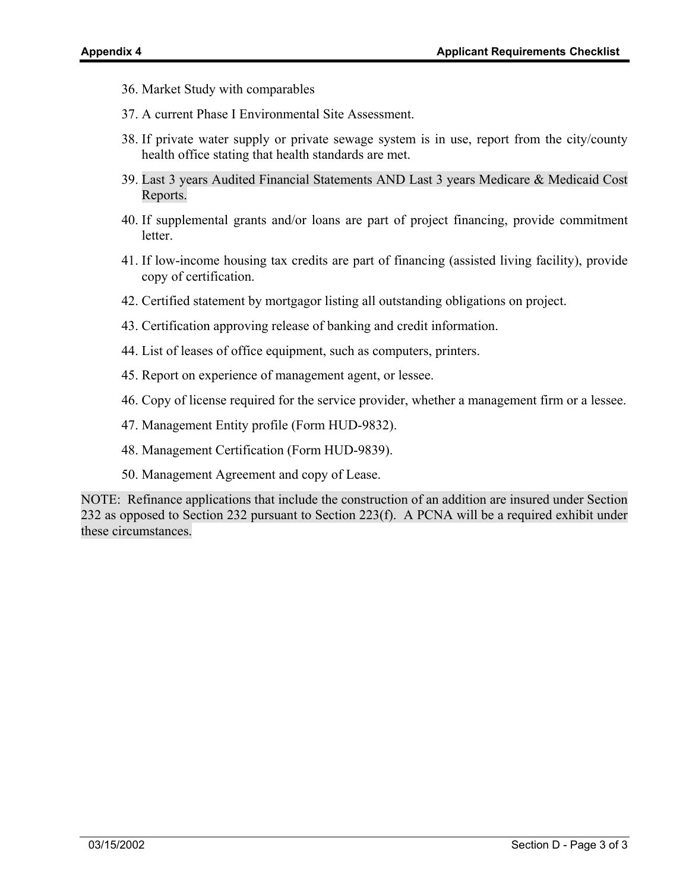36. Market Study with comparables
37. A current Phase I Environmental Site Assessment.
38. If private water supply or private sewage system is in use, report from the city/county health office stating that health standards are met.
39. Last 3 years Audited Financial Statements AND Last 3 years Medicare & Medicaid Cost Reports.
40. If supplemental grants and/or loans are part of project financing, provide commitment letter.
41. If low-income housing tax credits are part of financing (assisted living facility), provide copy of certification.
42. Certified statement by mortgagor listing all outstanding obligations on project.
43. Certification approving release of banking and credit information.
44. List of leases of office equipment, such as computers, printers.
45. Report on experience of management agent, or lessee.
46. Copy of license required for the service provider, whether a management firm or a lessee.
47. Management Entity profile (Form HUD-9832).
48. Management Certification (Form HUD-9839).

50. Management Agreement and copy of Lease.

NOTE: Refinance applications that include the construction of an addition are insured under Section 232 as opposed to Section 232 pursuant to Section 223(f). A PCNA will be a required exhibit under these circumstances.